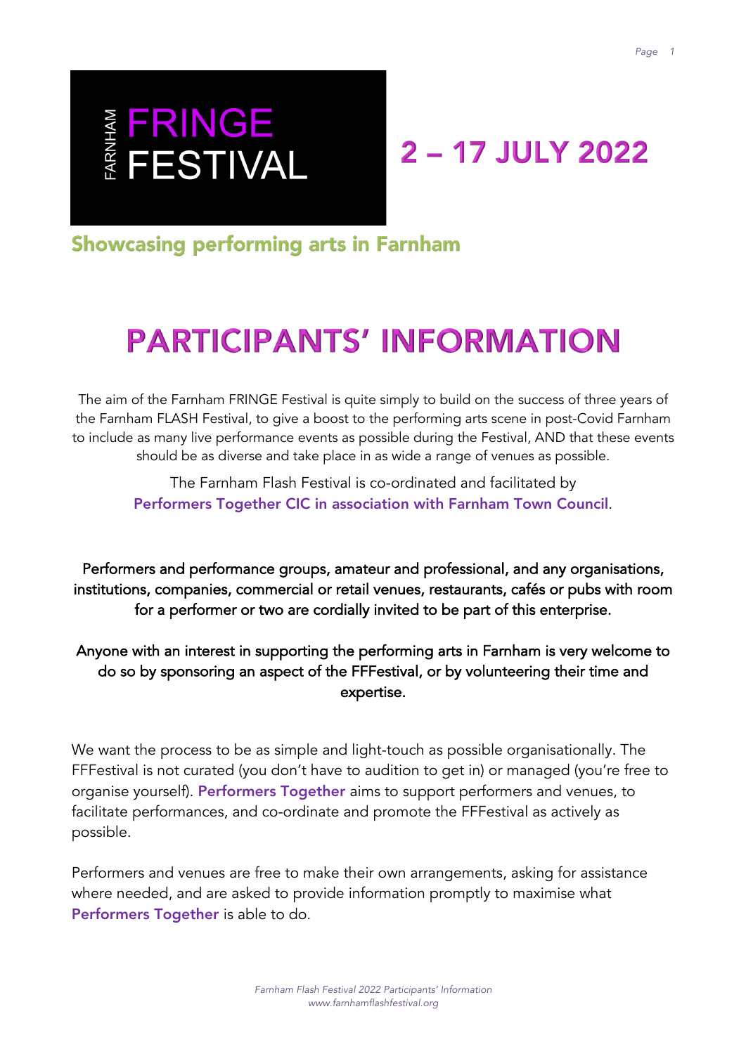FARNHAM **FRINGE FESTIVAL**

**2 – 17 JULY 2022**

**Showcasing performing arts in Farnham**

# PARTICIPANTS' INFORMATION

The aim of the Farnham FRINGE Festival is quite simply to build on the success of three years of the Farnham FLASH Festival, to give a boost to the performing arts scene in post-Covid Farnham to include as many live performance events as possible during the Festival, AND that these events should be as diverse and take place in as wide a range of venues as possible.

The Farnham Flash Festival is co-ordinated and facilitated by **Performers Together CIC in association with Farnham Town Council**.

Performers and performance groups, amateur and professional, and any organisations, institutions, companies, commercial or retail venues, restaurants, cafés or pubs with room for a performer or two are cordially invited to be part of this enterprise.

Anyone with an interest in supporting the performing arts in Farnham is very welcome to do so by sponsoring an aspect of the FFFestival, or by volunteering their time and expertise.

We want the process to be as simple and light-touch as possible organisationally. The FFFestival is not curated (you don't have to audition to get in) or managed (you're free to organise yourself). **Performers Together** aims to support performers and venues, to facilitate performances, and co-ordinate and promote the FFFestival as actively as possible.

Performers and venues are free to make their own arrangements, asking for assistance where needed, and are asked to provide information promptly to maximise what **Performers Together** is able to do.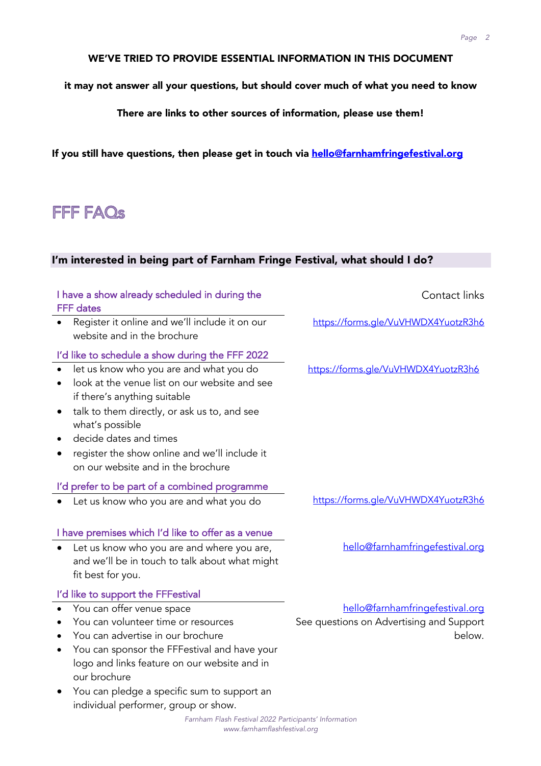**WE'VE TRIED TO PROVIDE ESSENTIAL INFORMATION IN THIS DOCUMENT**

**it may not answer all your questions, but should cover much of what you need to know**

**There are links to other sources of information, please use them!**

**If you still have questions, then please get in touch via [hello@farnhamfringefestival.org](mailto:hello@farnhamfringefestival.org)**

# FFF FAQs

## I'm interested in being part of Farnham Fringe Festival, what should I do?

| | Contact links |
|---|---|
| **I have a show already scheduled in during the FFF dates**<br>• Register it online and we'll include it on our website and in the brochure | https://forms.gle/VuVHWDX4YuotzR3h6 |
| **I'd like to schedule a show during the FFF 2022**<br>• let us know who you are and what you do<br>• look at the venue list on our website and see if there's anything suitable<br>• talk to them directly, or ask us to, and see what's possible<br>• decide dates and times<br>• register the show online and we'll include it on our website and in the brochure | https://forms.gle/VuVHWDX4YuotzR3h6 |
| **I'd prefer to be part of a combined programme**<br>• Let us know who you are and what you do | https://forms.gle/VuVHWDX4YuotzR3h6 |
| **I have premises which I'd like to offer as a venue**<br>• Let us know who you are and where you are, and we'll be in touch to talk about what might fit best for you. | hello@farnhamfringefestival.org |
| **I'd like to support the FFFestival**<br>• You can offer venue space<br>• You can volunteer time or resources<br>• You can advertise in our brochure<br>• You can sponsor the FFFestival and have your logo and links feature on our website and in our brochure<br>• You can pledge a specific sum to support an individual performer, group or show. | hello@farnhamfringefestival.org<br>See questions on Advertising and Support below. |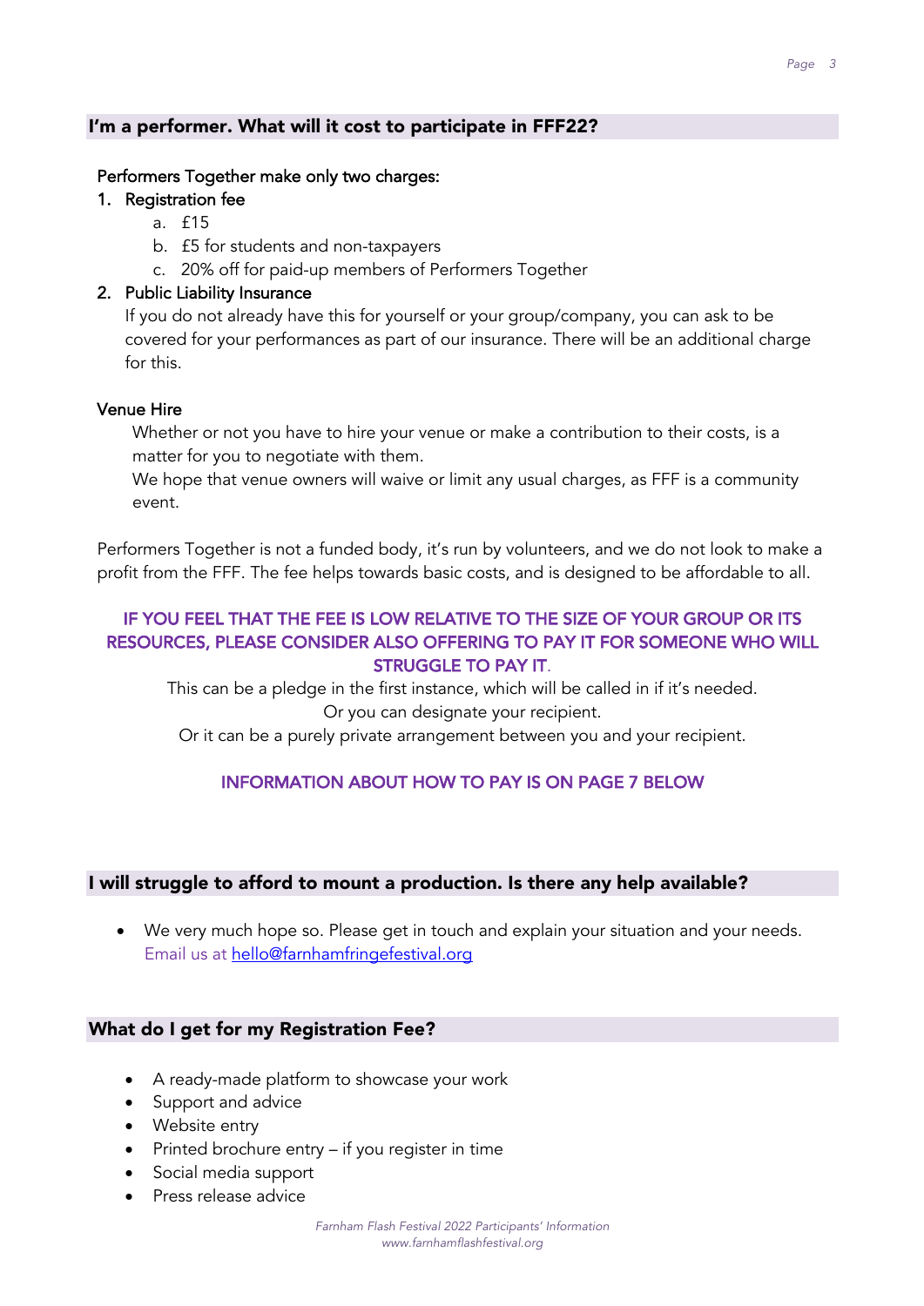## I'm a performer. What will it cost to participate in FFF22?

Performers Together make only two charges:

1. Registration fee
   a. £15
   b. £5 for students and non-taxpayers
   c. 20% off for paid-up members of Performers Together
2. Public Liability Insurance
   If you do not already have this for yourself or your group/company, you can ask to be covered for your performances as part of our insurance. There will be an additional charge for this.

Venue Hire

Whether or not you have to hire your venue or make a contribution to their costs, is a matter for you to negotiate with them.
We hope that venue owners will waive or limit any usual charges, as FFF is a community event.

Performers Together is not a funded body, it's run by volunteers, and we do not look to make a profit from the FFF. The fee helps towards basic costs, and is designed to be affordable to all.

IF YOU FEEL THAT THE FEE IS LOW RELATIVE TO THE SIZE OF YOUR GROUP OR ITS RESOURCES, PLEASE CONSIDER ALSO OFFERING TO PAY IT FOR SOMEONE WHO WILL STRUGGLE TO PAY IT.

This can be a pledge in the first instance, which will be called in if it's needed.
Or you can designate your recipient.
Or it can be a purely private arrangement between you and your recipient.

INFORMATION ABOUT HOW TO PAY IS ON PAGE 7 BELOW

## I will struggle to afford to mount a production. Is there any help available?

- We very much hope so. Please get in touch and explain your situation and your needs. Email us at hello@farnhamfringefestival.org

## What do I get for my Registration Fee?

- A ready-made platform to showcase your work
- Support and advice
- Website entry
- Printed brochure entry – if you register in time
- Social media support
- Press release advice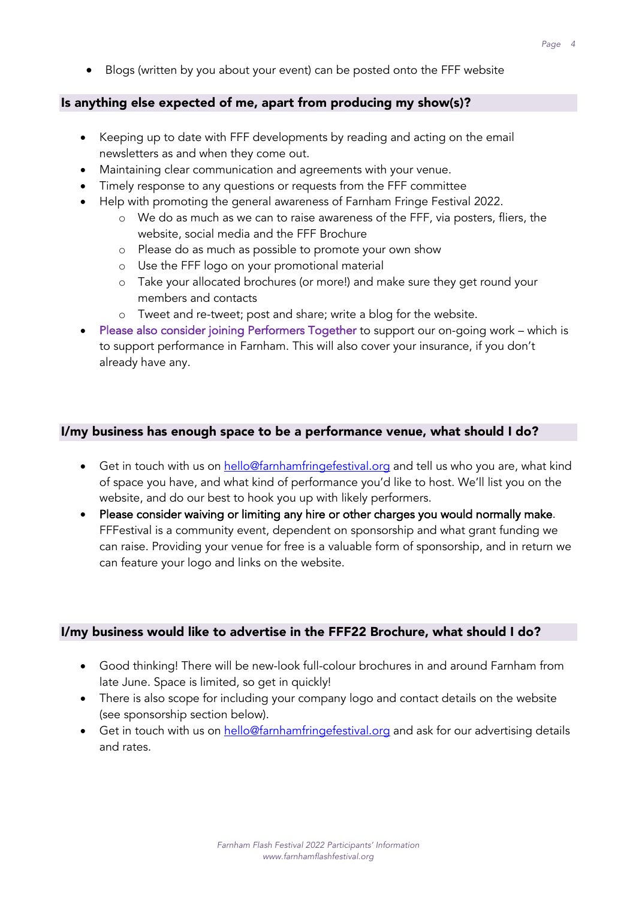- Blogs (written by you about your event) can be posted onto the FFF website

## Is anything else expected of me, apart from producing my show(s)?

- Keeping up to date with FFF developments by reading and acting on the email newsletters as and when they come out.
- Maintaining clear communication and agreements with your venue.
- Timely response to any questions or requests from the FFF committee
- Help with promoting the general awareness of Farnham Fringe Festival 2022.
    - We do as much as we can to raise awareness of the FFF, via posters, fliers, the website, social media and the FFF Brochure
    - Please do as much as possible to promote your own show
    - Use the FFF logo on your promotional material
    - Take your allocated brochures (or more!) and make sure they get round your members and contacts
    - Tweet and re-tweet; post and share; write a blog for the website.
- Please also consider joining Performers Together to support our on-going work – which is to support performance in Farnham. This will also cover your insurance, if you don't already have any.

## I/my business has enough space to be a performance venue, what should I do?

- Get in touch with us on hello@farnhamfringefestival.org and tell us who you are, what kind of space you have, and what kind of performance you'd like to host. We'll list you on the website, and do our best to hook you up with likely performers.
- **Please consider waiving or limiting any hire or other charges you would normally make.** FFFestival is a community event, dependent on sponsorship and what grant funding we can raise. Providing your venue for free is a valuable form of sponsorship, and in return we can feature your logo and links on the website.

## I/my business would like to advertise in the FFF22 Brochure, what should I do?

- Good thinking! There will be new-look full-colour brochures in and around Farnham from late June. Space is limited, so get in quickly!
- There is also scope for including your company logo and contact details on the website (see sponsorship section below).
- Get in touch with us on hello@farnhamfringefestival.org and ask for our advertising details and rates.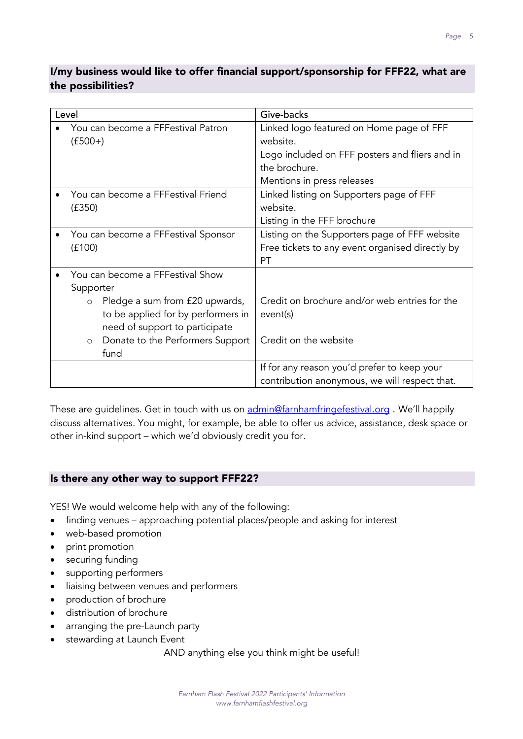## I/my business would like to offer financial support/sponsorship for FFF22, what are the possibilities?

| Level | Give-backs |
| --- | --- |
| • You can become a FFFestival Patron (£500+) | Linked logo featured on Home page of FFF website.<br>Logo included on FFF posters and fliers and in the brochure.<br>Mentions in press releases |
| • You can become a FFFestival Friend (£350) | Linked listing on Supporters page of FFF website.<br>Listing in the FFF brochure |
| • You can become a FFFestival Sponsor (£100) | Listing on the Supporters page of FFF website<br>Free tickets to any event organised directly by PT |
| • You can become a FFFestival Show Supporter<br>  ○ Pledge a sum from £20 upwards, to be applied for by performers in need of support to participate<br>  ○ Donate to the Performers Support fund | <br>Credit on brochure and/or web entries for the event(s)<br><br>Credit on the website |
| | If for any reason you'd prefer to keep your contribution anonymous, we will respect that. |

These are guidelines. Get in touch with us on [admin@farnhamfringefestival.org](mailto:admin@farnhamfringefestival.org) . We'll happily discuss alternatives. You might, for example, be able to offer us advice, assistance, desk space or other in-kind support – which we'd obviously credit you for.

## Is there any other way to support FFF22?

YES! We would welcome help with any of the following:

- finding venues – approaching potential places/people and asking for interest
- web-based promotion
- print promotion
- securing funding
- supporting performers
- liaising between venues and performers
- production of brochure
- distribution of brochure
- arranging the pre-Launch party
- stewarding at Launch Event

AND anything else you think might be useful!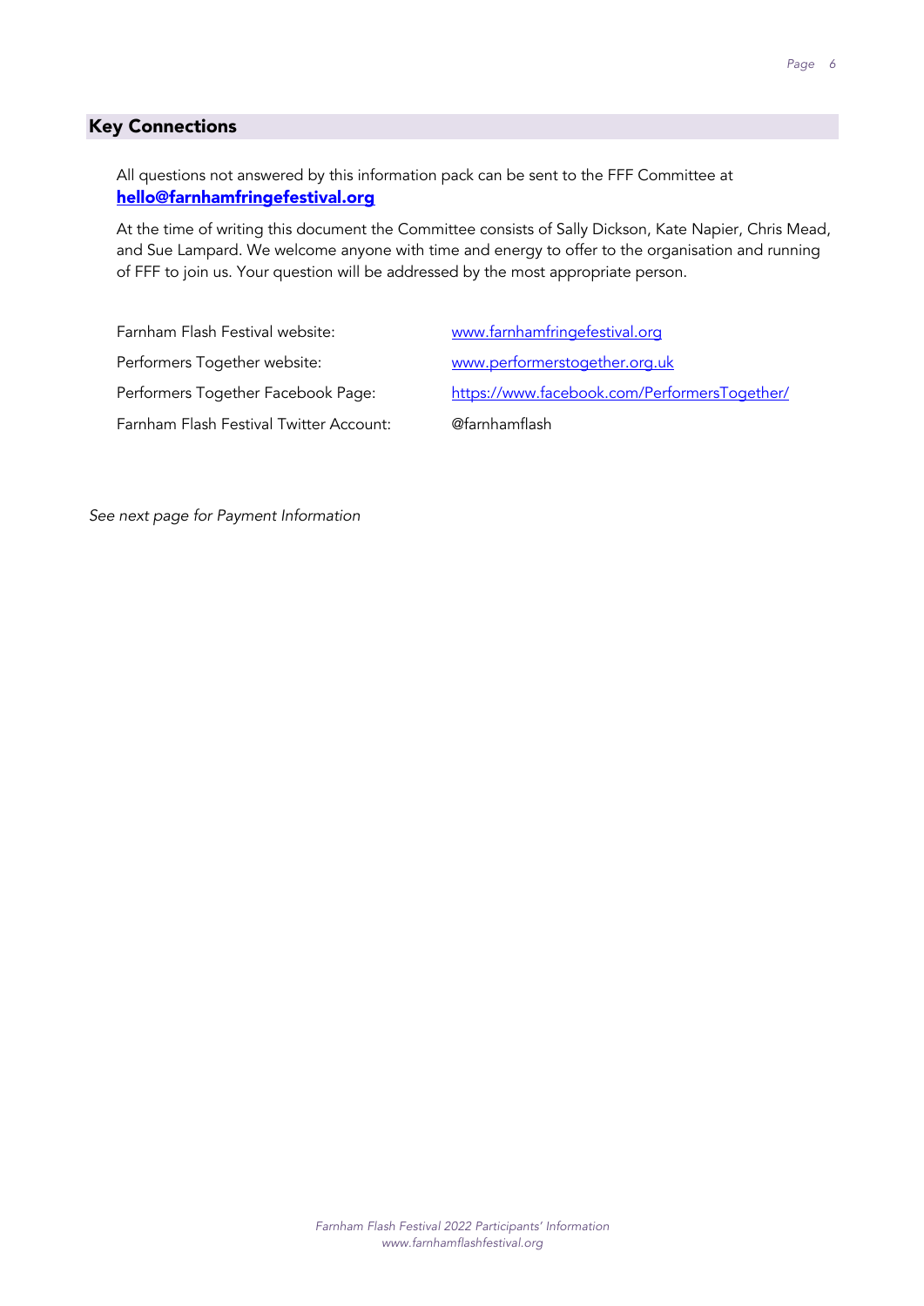## Key Connections

All questions not answered by this information pack can be sent to the FFF Committee at **hello@farnhamfringefestival.org**

At the time of writing this document the Committee consists of Sally Dickson, Kate Napier, Chris Mead, and Sue Lampard. We welcome anyone with time and energy to offer to the organisation and running of FFF to join us. Your question will be addressed by the most appropriate person.

| | |
|---|---|
| Farnham Flash Festival website: | www.farnhamfringefestival.org |
| Performers Together website: | www.performerstogether.org.uk |
| Performers Together Facebook Page: | https://www.facebook.com/PerformersTogether/ |
| Farnham Flash Festival Twitter Account: | @farnhamflash |

*See next page for Payment Information*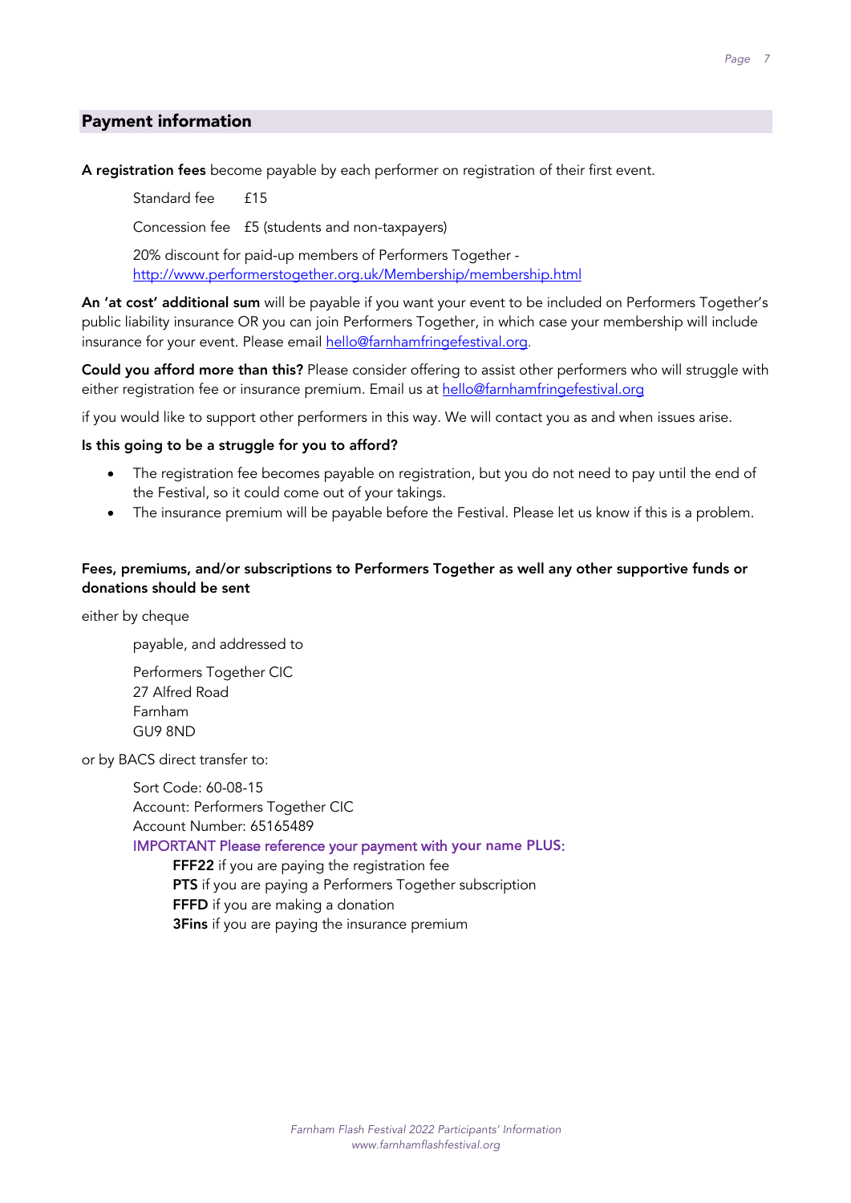## Payment information

**A registration fees** become payable by each performer on registration of their first event.

Standard fee £15

Concession fee £5 (students and non-taxpayers)

20% discount for paid-up members of Performers Together - http://www.performerstogether.org.uk/Membership/membership.html

**An 'at cost' additional sum** will be payable if you want your event to be included on Performers Together's public liability insurance OR you can join Performers Together, in which case your membership will include insurance for your event. Please email hello@farnhamfringefestival.org.

**Could you afford more than this?** Please consider offering to assist other performers who will struggle with either registration fee or insurance premium. Email us at hello@farnhamfringefestival.org

if you would like to support other performers in this way. We will contact you as and when issues arise.

**Is this going to be a struggle for you to afford?**

- The registration fee becomes payable on registration, but you do not need to pay until the end of the Festival, so it could come out of your takings.
- The insurance premium will be payable before the Festival. Please let us know if this is a problem.

**Fees, premiums, and/or subscriptions to Performers Together as well any other supportive funds or donations should be sent**

either by cheque

payable, and addressed to

Performers Together CIC
27 Alfred Road
Farnham
GU9 8ND

or by BACS direct transfer to:

Sort Code: 60-08-15
Account: Performers Together CIC
Account Number: 65165489
IMPORTANT Please reference your payment with your name PLUS:

- **FFF22** if you are paying the registration fee
- **PTS** if you are paying a Performers Together subscription
- **FFFD** if you are making a donation
- **3Fins** if you are paying the insurance premium